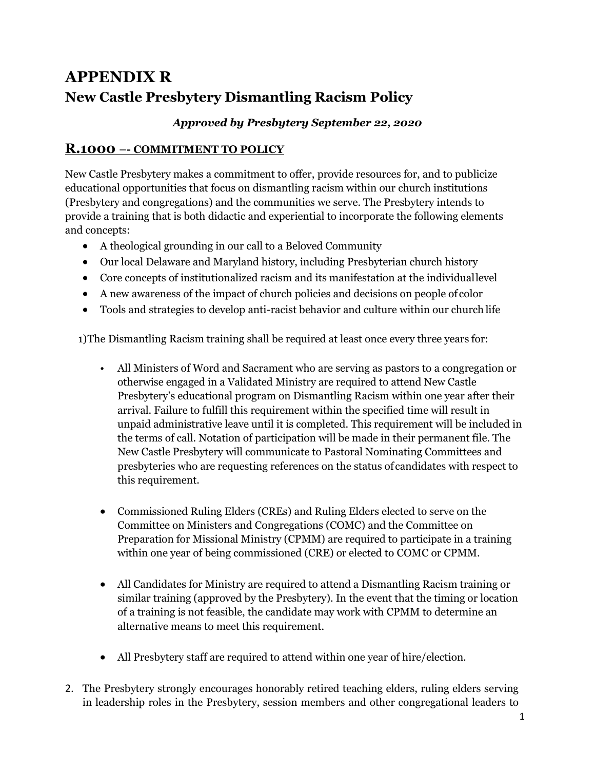# APPENDIX R

## New Castle Presbytery Dismantling Racism Policy

***Approved by Presbytery September 22, 2020***

### R.1000 –- COMMITMENT TO POLICY

New Castle Presbytery makes a commitment to offer, provide resources for, and to publicize educational opportunities that focus on dismantling racism within our church institutions (Presbytery and congregations) and the communities we serve. The Presbytery intends to provide a training that is both didactic and experiential to incorporate the following elements and concepts:

- A theological grounding in our call to a Beloved Community
- Our local Delaware and Maryland history, including Presbyterian church history
- Core concepts of institutionalized racism and its manifestation at the individual level
- A new awareness of the impact of church policies and decisions on people of color
- Tools and strategies to develop anti-racist behavior and culture within our church life

1) The Dismantling Racism training shall be required at least once every three years for:

- All Ministers of Word and Sacrament who are serving as pastors to a congregation or otherwise engaged in a Validated Ministry are required to attend New Castle Presbytery's educational program on Dismantling Racism within one year after their arrival. Failure to fulfill this requirement within the specified time will result in unpaid administrative leave until it is completed. This requirement will be included in the terms of call. Notation of participation will be made in their permanent file. The New Castle Presbytery will communicate to Pastoral Nominating Committees and presbyteries who are requesting references on the status of candidates with respect to this requirement.

- Commissioned Ruling Elders (CREs) and Ruling Elders elected to serve on the Committee on Ministers and Congregations (COMC) and the Committee on Preparation for Missional Ministry (CPMM) are required to participate in a training within one year of being commissioned (CRE) or elected to COMC or CPMM.

- All Candidates for Ministry are required to attend a Dismantling Racism training or similar training (approved by the Presbytery). In the event that the timing or location of a training is not feasible, the candidate may work with CPMM to determine an alternative means to meet this requirement.

- All Presbytery staff are required to attend within one year of hire/election.

2. The Presbytery strongly encourages honorably retired teaching elders, ruling elders serving in leadership roles in the Presbytery, session members and other congregational leaders to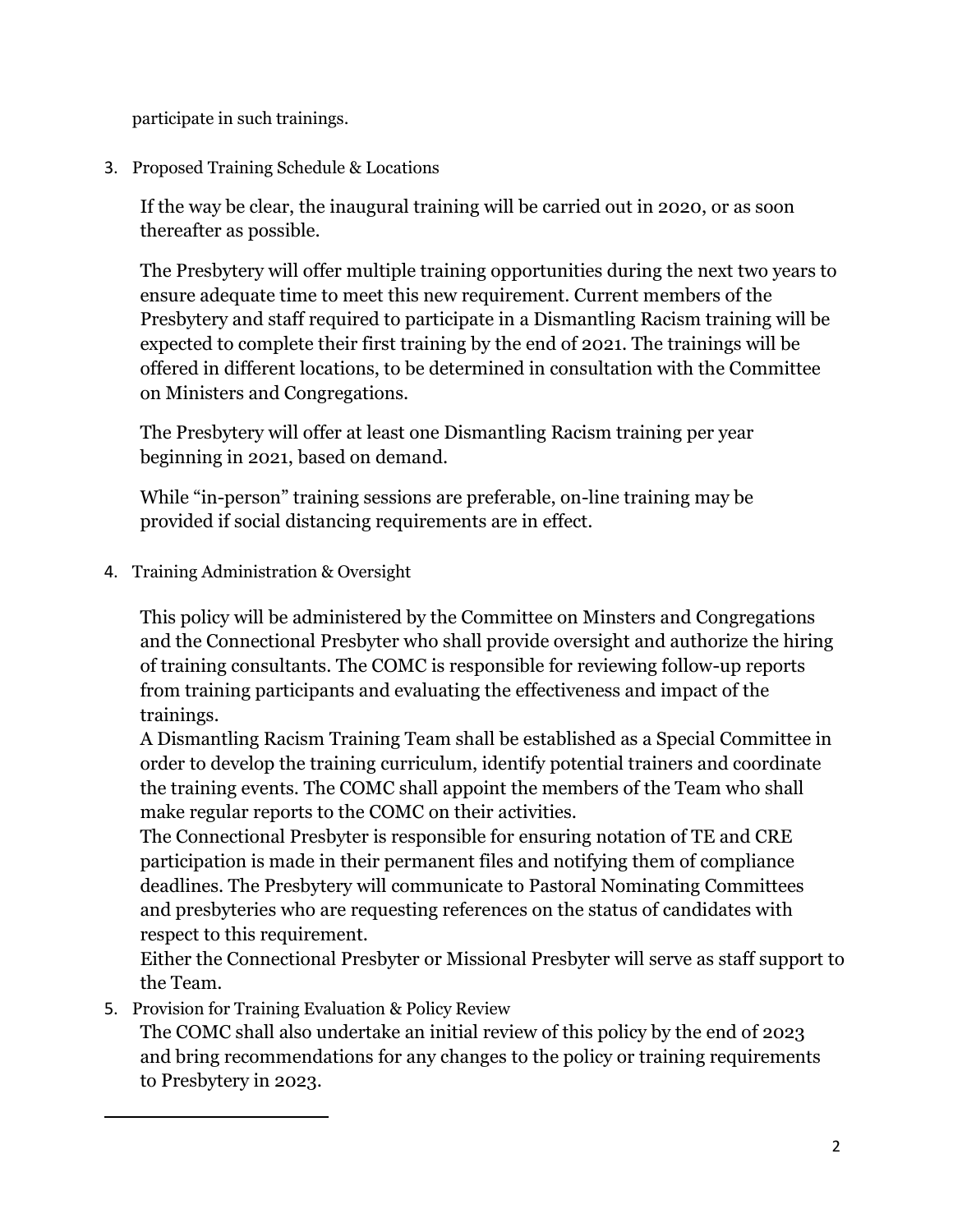participate in such trainings.

3. Proposed Training Schedule & Locations

   If the way be clear, the inaugural training will be carried out in 2020, or as soon thereafter as possible.

   The Presbytery will offer multiple training opportunities during the next two years to ensure adequate time to meet this new requirement. Current members of the Presbytery and staff required to participate in a Dismantling Racism training will be expected to complete their first training by the end of 2021. The trainings will be offered in different locations, to be determined in consultation with the Committee on Ministers and Congregations.

   The Presbytery will offer at least one Dismantling Racism training per year beginning in 2021, based on demand.

   While "in-person" training sessions are preferable, on-line training may be provided if social distancing requirements are in effect.

4. Training Administration & Oversight

   This policy will be administered by the Committee on Minsters and Congregations and the Connectional Presbyter who shall provide oversight and authorize the hiring of training consultants. The COMC is responsible for reviewing follow-up reports from training participants and evaluating the effectiveness and impact of the trainings.
   A Dismantling Racism Training Team shall be established as a Special Committee in order to develop the training curriculum, identify potential trainers and coordinate the training events. The COMC shall appoint the members of the Team who shall make regular reports to the COMC on their activities.
   The Connectional Presbyter is responsible for ensuring notation of TE and CRE participation is made in their permanent files and notifying them of compliance deadlines. The Presbytery will communicate to Pastoral Nominating Committees and presbyteries who are requesting references on the status of candidates with respect to this requirement.
   Either the Connectional Presbyter or Missional Presbyter will serve as staff support to the Team.

5. Provision for Training Evaluation & Policy Review
   The COMC shall also undertake an initial review of this policy by the end of 2023 and bring recommendations for any changes to the policy or training requirements to Presbytery in 2023.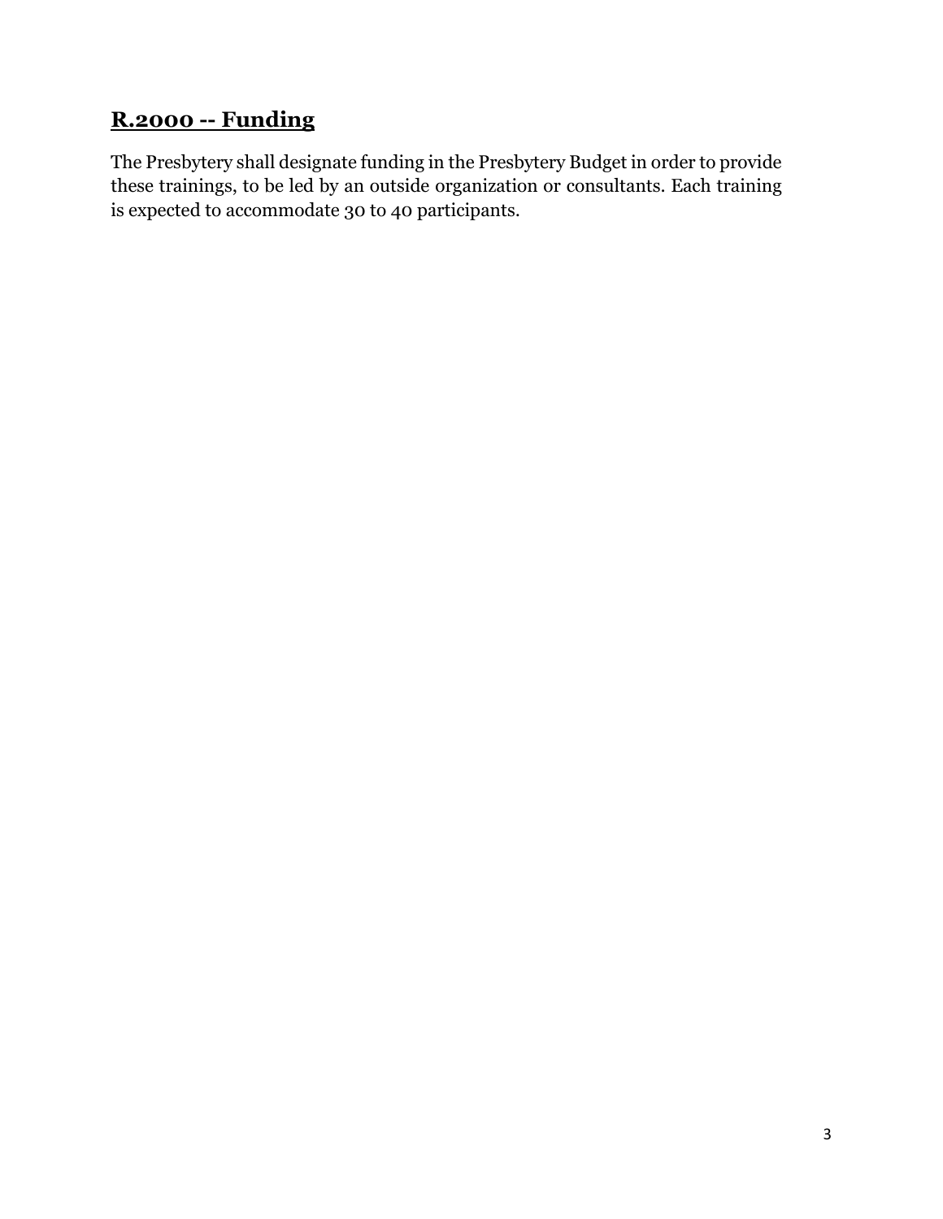## **R.2000 -- Funding**

The Presbytery shall designate funding in the Presbytery Budget in order to provide these trainings, to be led by an outside organization or consultants. Each training is expected to accommodate 30 to 40 participants.